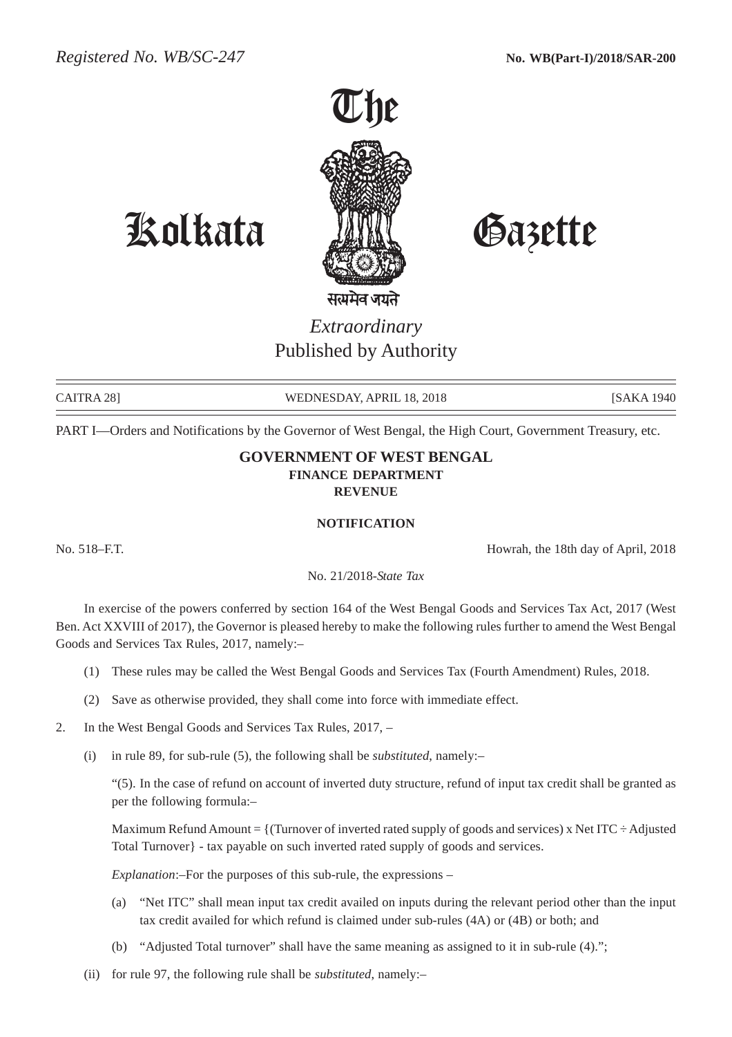*Registered No. WB/SC-247* **No. WB(Part-I)/2018/SAR-200**

# The Kolkata Gazette

सत्यमेव जयते

*Extraordinary*
Published by Authority

CAITRA 28] WEDNESDAY, APRIL 18, 2018 [SAKA 1940

PART I—Orders and Notifications by the Governor of West Bengal, the High Court, Government Treasury, etc.

## GOVERNMENT OF WEST BENGAL
### FINANCE DEPARTMENT
### REVENUE

#### NOTIFICATION

No. 518–F.T. Howrah, the 18th day of April, 2018

No. 21/2018-*State Tax*

In exercise of the powers conferred by section 164 of the West Bengal Goods and Services Tax Act, 2017 (West Ben. Act XXVIII of 2017), the Governor is pleased hereby to make the following rules further to amend the West Bengal Goods and Services Tax Rules, 2017, namely:–

(1) These rules may be called the West Bengal Goods and Services Tax (Fourth Amendment) Rules, 2018.

(2) Save as otherwise provided, they shall come into force with immediate effect.

2. In the West Bengal Goods and Services Tax Rules, 2017, –

(i) in rule 89, for sub-rule (5), the following shall be *substituted*, namely:–

"(5). In the case of refund on account of inverted duty structure, refund of input tax credit shall be granted as per the following formula:–

Maximum Refund Amount = {(Turnover of inverted rated supply of goods and services) x Net ITC ÷ Adjusted Total Turnover} - tax payable on such inverted rated supply of goods and services.

*Explanation*:–For the purposes of this sub-rule, the expressions –

(a) "Net ITC" shall mean input tax credit availed on inputs during the relevant period other than the input tax credit availed for which refund is claimed under sub-rules (4A) or (4B) or both; and

(b) "Adjusted Total turnover" shall have the same meaning as assigned to it in sub-rule (4).";

(ii) for rule 97, the following rule shall be *substituted*, namely:–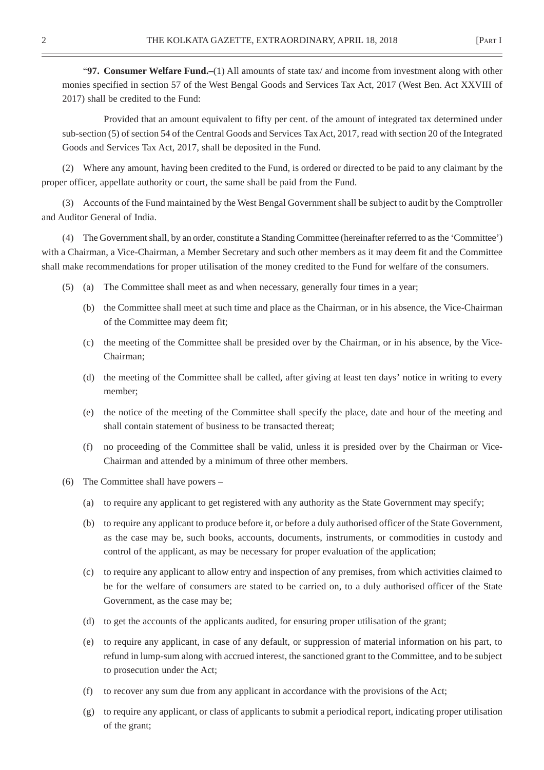"**97. Consumer Welfare Fund.–**(1) All amounts of state tax/ and income from investment along with other monies specified in section 57 of the West Bengal Goods and Services Tax Act, 2017 (West Ben. Act XXVIII of 2017) shall be credited to the Fund:

Provided that an amount equivalent to fifty per cent. of the amount of integrated tax determined under sub-section (5) of section 54 of the Central Goods and Services Tax Act, 2017, read with section 20 of the Integrated Goods and Services Tax Act, 2017, shall be deposited in the Fund.

(2) Where any amount, having been credited to the Fund, is ordered or directed to be paid to any claimant by the proper officer, appellate authority or court, the same shall be paid from the Fund.

(3) Accounts of the Fund maintained by the West Bengal Government shall be subject to audit by the Comptroller and Auditor General of India.

(4) The Government shall, by an order, constitute a Standing Committee (hereinafter referred to as the 'Committee') with a Chairman, a Vice-Chairman, a Member Secretary and such other members as it may deem fit and the Committee shall make recommendations for proper utilisation of the money credited to the Fund for welfare of the consumers.

(5) (a) The Committee shall meet as and when necessary, generally four times in a year;

(b) the Committee shall meet at such time and place as the Chairman, or in his absence, the Vice-Chairman of the Committee may deem fit;

(c) the meeting of the Committee shall be presided over by the Chairman, or in his absence, by the Vice-Chairman;

(d) the meeting of the Committee shall be called, after giving at least ten days' notice in writing to every member;

(e) the notice of the meeting of the Committee shall specify the place, date and hour of the meeting and shall contain statement of business to be transacted thereat;

(f) no proceeding of the Committee shall be valid, unless it is presided over by the Chairman or Vice-Chairman and attended by a minimum of three other members.

(6) The Committee shall have powers –

(a) to require any applicant to get registered with any authority as the State Government may specify;

(b) to require any applicant to produce before it, or before a duly authorised officer of the State Government, as the case may be, such books, accounts, documents, instruments, or commodities in custody and control of the applicant, as may be necessary for proper evaluation of the application;

(c) to require any applicant to allow entry and inspection of any premises, from which activities claimed to be for the welfare of consumers are stated to be carried on, to a duly authorised officer of the State Government, as the case may be;

(d) to get the accounts of the applicants audited, for ensuring proper utilisation of the grant;

(e) to require any applicant, in case of any default, or suppression of material information on his part, to refund in lump-sum along with accrued interest, the sanctioned grant to the Committee, and to be subject to prosecution under the Act;

(f) to recover any sum due from any applicant in accordance with the provisions of the Act;

(g) to require any applicant, or class of applicants to submit a periodical report, indicating proper utilisation of the grant;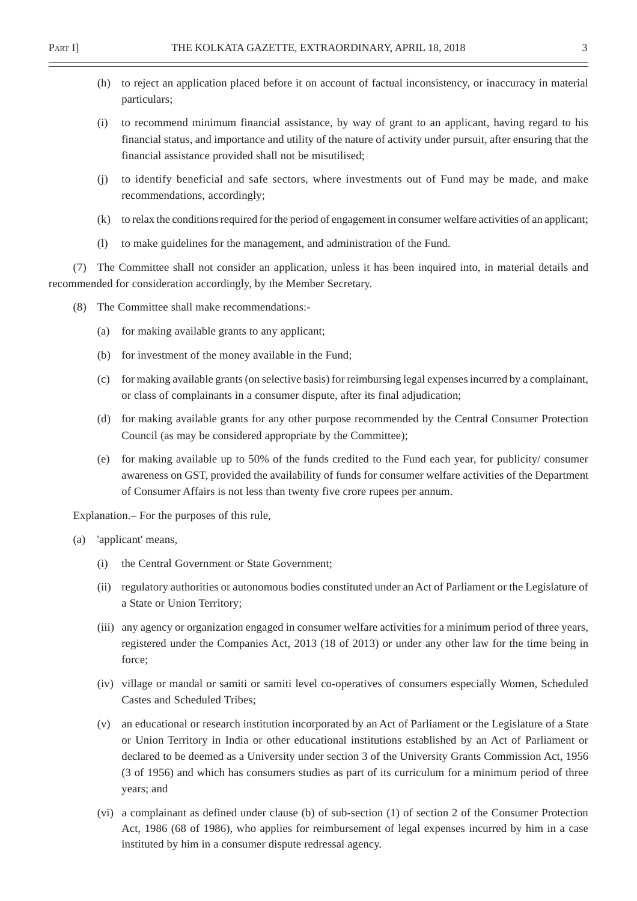(h) to reject an application placed before it on account of factual inconsistency, or inaccuracy in material particulars;

(i) to recommend minimum financial assistance, by way of grant to an applicant, having regard to his financial status, and importance and utility of the nature of activity under pursuit, after ensuring that the financial assistance provided shall not be misutilised;

(j) to identify beneficial and safe sectors, where investments out of Fund may be made, and make recommendations, accordingly;

(k) to relax the conditions required for the period of engagement in consumer welfare activities of an applicant;

(l) to make guidelines for the management, and administration of the Fund.

(7) The Committee shall not consider an application, unless it has been inquired into, in material details and recommended for consideration accordingly, by the Member Secretary.

(8) The Committee shall make recommendations:-

(a) for making available grants to any applicant;

(b) for investment of the money available in the Fund;

(c) for making available grants (on selective basis) for reimbursing legal expenses incurred by a complainant, or class of complainants in a consumer dispute, after its final adjudication;

(d) for making available grants for any other purpose recommended by the Central Consumer Protection Council (as may be considered appropriate by the Committee);

(e) for making available up to 50% of the funds credited to the Fund each year, for publicity/ consumer awareness on GST, provided the availability of funds for consumer welfare activities of the Department of Consumer Affairs is not less than twenty five crore rupees per annum.

Explanation.– For the purposes of this rule,

(a) 'applicant' means,

(i) the Central Government or State Government;

(ii) regulatory authorities or autonomous bodies constituted under an Act of Parliament or the Legislature of a State or Union Territory;

(iii) any agency or organization engaged in consumer welfare activities for a minimum period of three years, registered under the Companies Act, 2013 (18 of 2013) or under any other law for the time being in force;

(iv) village or mandal or samiti or samiti level co-operatives of consumers especially Women, Scheduled Castes and Scheduled Tribes;

(v) an educational or research institution incorporated by an Act of Parliament or the Legislature of a State or Union Territory in India or other educational institutions established by an Act of Parliament or declared to be deemed as a University under section 3 of the University Grants Commission Act, 1956 (3 of 1956) and which has consumers studies as part of its curriculum for a minimum period of three years; and

(vi) a complainant as defined under clause (b) of sub-section (1) of section 2 of the Consumer Protection Act, 1986 (68 of 1986), who applies for reimbursement of legal expenses incurred by him in a case instituted by him in a consumer dispute redressal agency.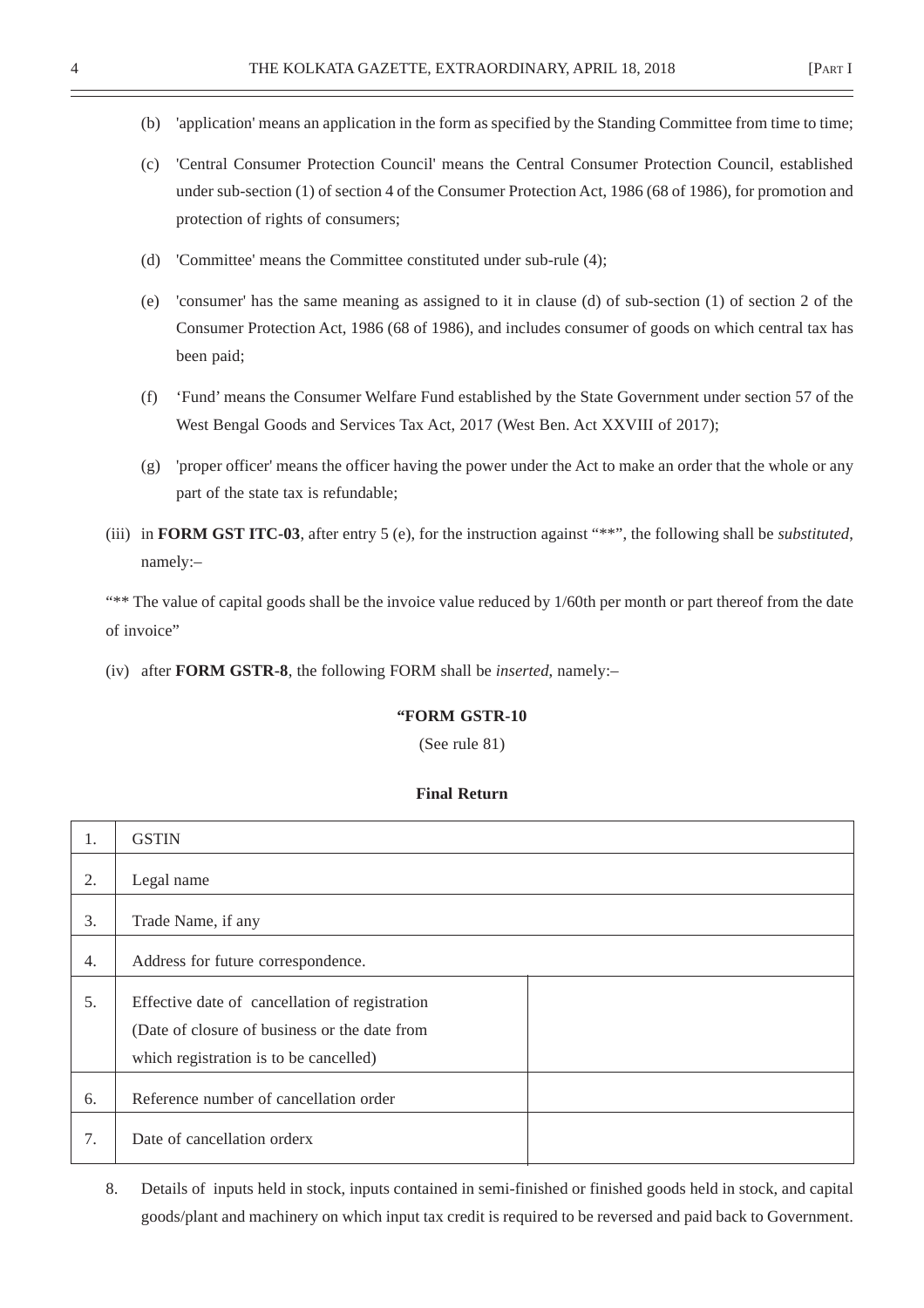(b) 'application' means an application in the form as specified by the Standing Committee from time to time;

(c) 'Central Consumer Protection Council' means the Central Consumer Protection Council, established under sub-section (1) of section 4 of the Consumer Protection Act, 1986 (68 of 1986), for promotion and protection of rights of consumers;

(d) 'Committee' means the Committee constituted under sub-rule (4);

(e) 'consumer' has the same meaning as assigned to it in clause (d) of sub-section (1) of section 2 of the Consumer Protection Act, 1986 (68 of 1986), and includes consumer of goods on which central tax has been paid;

(f) 'Fund' means the Consumer Welfare Fund established by the State Government under section 57 of the West Bengal Goods and Services Tax Act, 2017 (West Ben. Act XXVIII of 2017);

(g) 'proper officer' means the officer having the power under the Act to make an order that the whole or any part of the state tax is refundable;

(iii) in **FORM GST ITC-03**, after entry 5 (e), for the instruction against "**", the following shall be *substituted*, namely:–

"** The value of capital goods shall be the invoice value reduced by 1/60th per month or part thereof from the date of invoice"

(iv) after **FORM GSTR-8**, the following FORM shall be *inserted*, namely:–

**"FORM GSTR-10**

(See rule 81)

**Final Return**

| | | |
|---|---|---|
| 1. | GSTIN | |
| 2. | Legal name | |
| 3. | Trade Name, if any | |
| 4. | Address for future correspondence. | |
| 5. | Effective date of cancellation of registration (Date of closure of business or the date from which registration is to be cancelled) | |
| 6. | Reference number of cancellation order | |
| 7. | Date of cancellation orderx | |

8. Details of inputs held in stock, inputs contained in semi-finished or finished goods held in stock, and capital goods/plant and machinery on which input tax credit is required to be reversed and paid back to Government.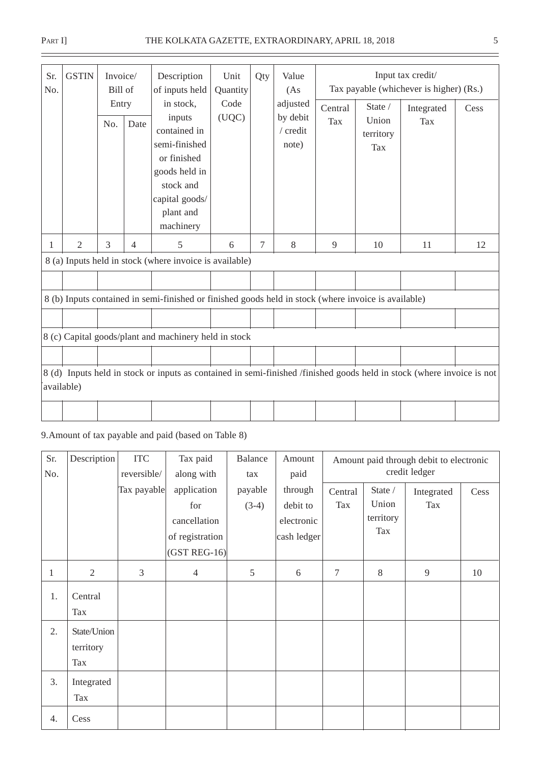| Sr. No. | GSTIN | Invoice/ Bill of Entry | | Description of inputs held in stock, inputs contained in semi-finished or finished goods held in stock and capital goods/ plant and machinery | Unit Quantity Code (UQC) | Qty | Value (As adjusted by debit / credit note) | Input tax credit/ Tax payable (whichever is higher) (Rs.) | | | |
|---|---|---|---|---|---|---|---|---|---|---|---|
| | | No. | Date | | | | | Central Tax | State / Union territory Tax | Integrated Tax | Cess |
| 1 | 2 | 3 | 4 | 5 | 6 | 7 | 8 | 9 | 10 | 11 | 12 |
| 8 (a) Inputs held in stock (where invoice is available) | | | | | | | | | | | |
| | | | | | | | | | | | |
| 8 (b) Inputs contained in semi-finished or finished goods held in stock (where invoice is available) | | | | | | | | | | | |
| | | | | | | | | | | | |
| 8 (c) Capital goods/plant and machinery held in stock | | | | | | | | | | | |
| | | | | | | | | | | | |
| 8 (d) Inputs held in stock or inputs as contained in semi-finished /finished goods held in stock (where invoice is not available) | | | | | | | | | | | |
| | | | | | | | | | | | |

9.Amount of tax payable and paid (based on Table 8)

| Sr. No. | Description | ITC reversible/ Tax payable | Tax paid along with application for cancellation of registration (GST REG-16) | Balance tax payable (3-4) | Amount paid through debit to electronic cash ledger | Amount paid through debit to electronic credit ledger | | | |
|---|---|---|---|---|---|---|---|---|---|
| | | | | | | Central Tax | State / Union territory Tax | Integrated Tax | Cess |
| 1 | 2 | 3 | 4 | 5 | 6 | 7 | 8 | 9 | 10 |
| 1. | Central Tax | | | | | | | | |
| 2. | State/Union territory Tax | | | | | | | | |
| 3. | Integrated Tax | | | | | | | | |
| 4. | Cess | | | | | | | | |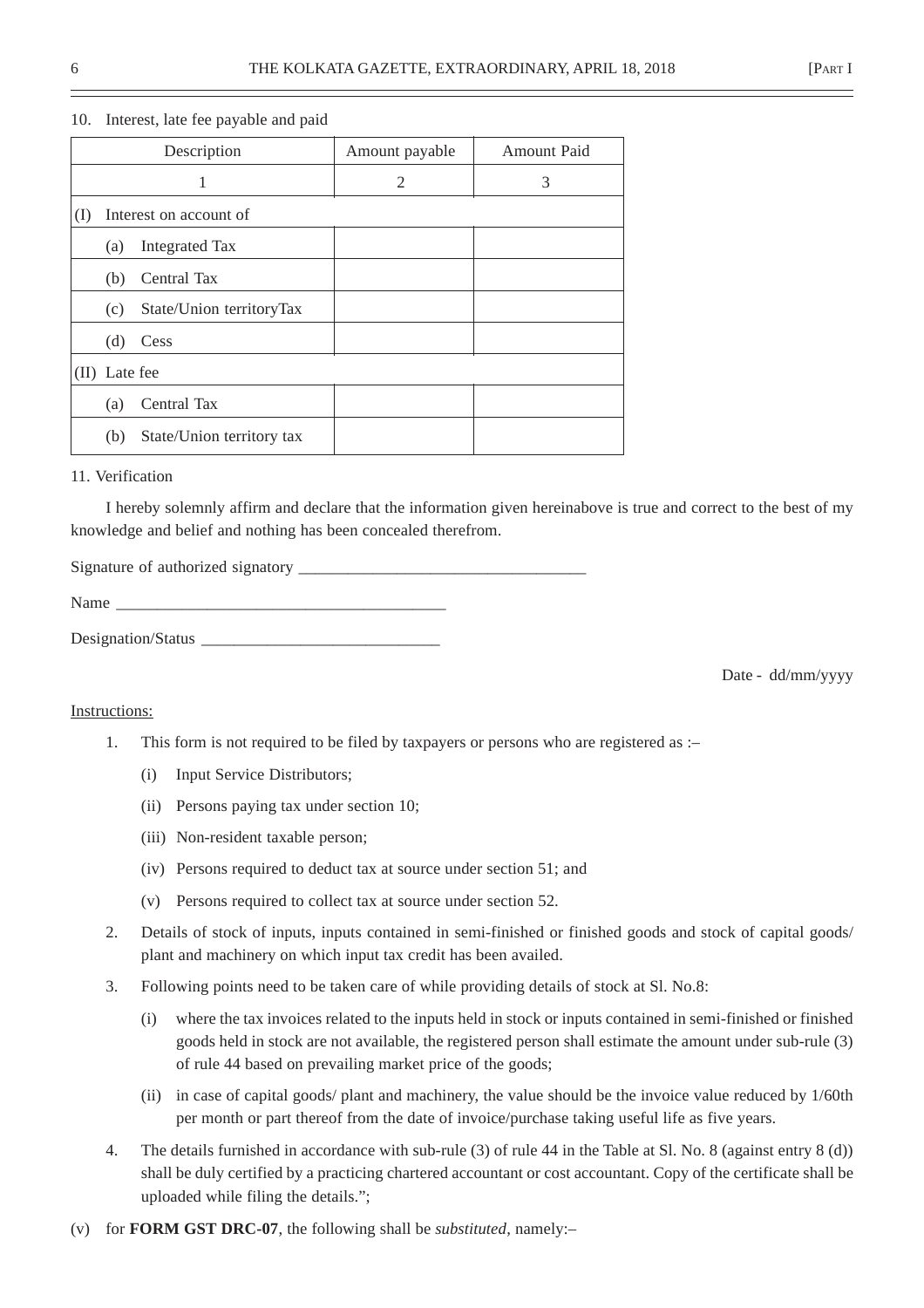10. Interest, late fee payable and paid

| Description | Amount payable | Amount Paid |
|---|---|---|
| 1 | 2 | 3 |
| (I) Interest on account of | | |
| (a) Integrated Tax | | |
| (b) Central Tax | | |
| (c) State/Union territoryTax | | |
| (d) Cess | | |
| (II) Late fee | | |
| (a) Central Tax | | |
| (b) State/Union territory tax | | |

11. Verification

I hereby solemnly affirm and declare that the information given hereinabove is true and correct to the best of my knowledge and belief and nothing has been concealed therefrom.

Signature of authorized signatory ___________________________________

Name ________________________________________

Designation/Status _____________________________

Date - dd/mm/yyyy

Instructions:

1. This form is not required to be filed by taxpayers or persons who are registered as :–
   - (i) Input Service Distributors;
   - (ii) Persons paying tax under section 10;
   - (iii) Non-resident taxable person;
   - (iv) Persons required to deduct tax at source under section 51; and
   - (v) Persons required to collect tax at source under section 52.
2. Details of stock of inputs, inputs contained in semi-finished or finished goods and stock of capital goods/ plant and machinery on which input tax credit has been availed.
3. Following points need to be taken care of while providing details of stock at Sl. No.8:
   - (i) where the tax invoices related to the inputs held in stock or inputs contained in semi-finished or finished goods held in stock are not available, the registered person shall estimate the amount under sub-rule (3) of rule 44 based on prevailing market price of the goods;
   - (ii) in case of capital goods/ plant and machinery, the value should be the invoice value reduced by 1/60th per month or part thereof from the date of invoice/purchase taking useful life as five years.
4. The details furnished in accordance with sub-rule (3) of rule 44 in the Table at Sl. No. 8 (against entry 8 (d)) shall be duly certified by a practicing chartered accountant or cost accountant. Copy of the certificate shall be uploaded while filing the details.";

(v) for **FORM GST DRC-07**, the following shall be *substituted*, namely:–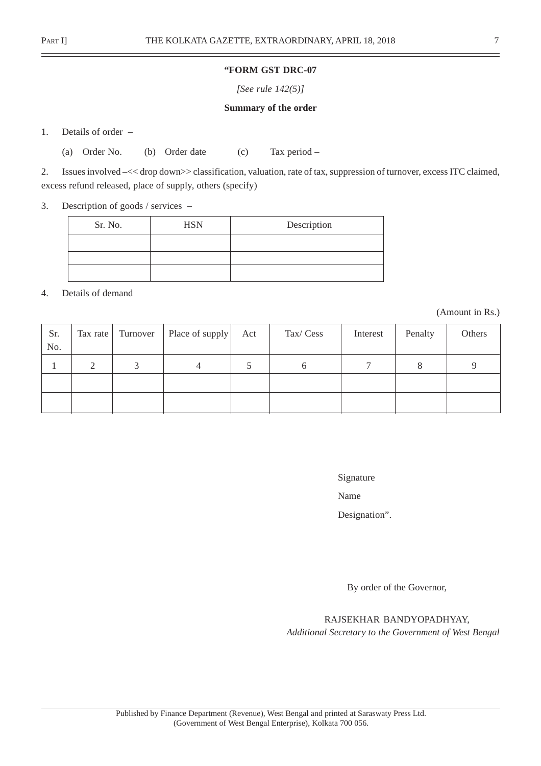**"FORM GST DRC-07**

*[See rule 142(5)]*

**Summary of the order**

1. Details of order –

   (a) Order No. (b) Order date (c) Tax period –

2. Issues involved –<< drop down>> classification, valuation, rate of tax, suppression of turnover, excess ITC claimed, excess refund released, place of supply, others (specify)

3. Description of goods / services –

| Sr. No. | HSN | Description |
|---|---|---|
| | | |
| | | |
| | | |

4. Details of demand

(Amount in Rs.)

| Sr. No. | Tax rate | Turnover | Place of supply | Act | Tax/ Cess | Interest | Penalty | Others |
|---|---|---|---|---|---|---|---|---|
| 1 | 2 | 3 | 4 | 5 | 6 | 7 | 8 | 9 |
| | | | | | | | | |
| | | | | | | | | |

Signature

Name

Designation".

By order of the Governor,

RAJSEKHAR BANDYOPADHYAY,
*Additional Secretary to the Government of West Bengal*

Published by Finance Department (Revenue), West Bengal and printed at Saraswaty Press Ltd.
(Government of West Bengal Enterprise), Kolkata 700 056.